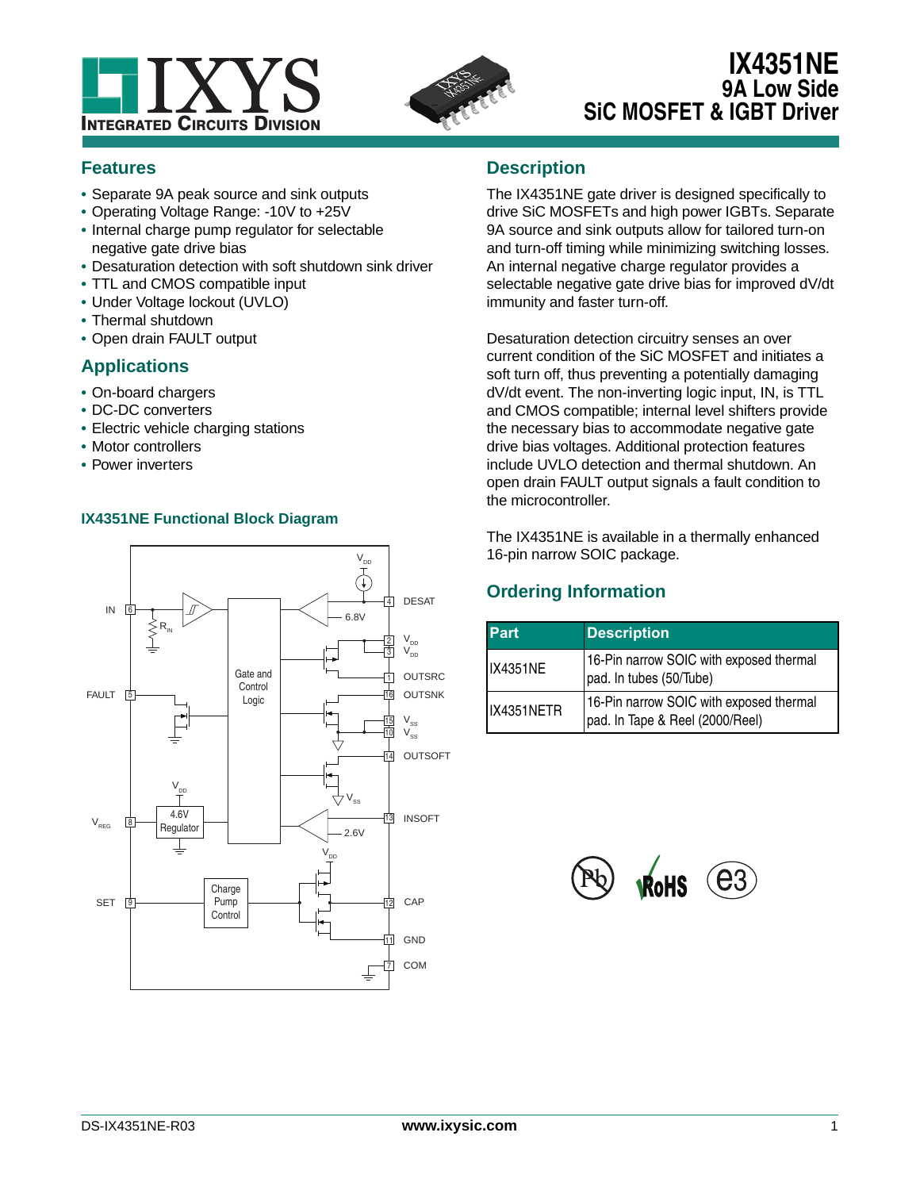# IX4351NE

## 9A Low Side SiC MOSFET & IGBT Driver

## Features

- Separate 9A peak source and sink outputs
- Operating Voltage Range: -10V to +25V
- Internal charge pump regulator for selectable negative gate drive bias
- Desaturation detection with soft shutdown sink driver
- TTL and CMOS compatible input
- Under Voltage lockout (UVLO)
- Thermal shutdown
- Open drain FAULT output

## Applications

- On-board chargers
- DC-DC converters
- Electric vehicle charging stations
- Motor controllers
- Power inverters

### IX4351NE Functional Block Diagram

IN 6
$R_{IN}$
FAULT 5
$V_{REG}$ 8
$V_{DD}$
4.6V Regulator
SET 9
Charge Pump Control
Gate and Control Logic
$V_{DD}$
6.8V
4 DESAT
2 $V_{DD}$
3 $V_{DD}$
1 OUTSRC
16 OUTSNK
15 $V_{SS}$
10 $V_{SS}$
14 OUTSOFT
$V_{SS}$
13 INSOFT
2.6V
$V_{DD}$
12 CAP
11 GND
7 COM

## Description

The IX4351NE gate driver is designed specifically to drive SiC MOSFETs and high power IGBTs. Separate 9A source and sink outputs allow for tailored turn-on and turn-off timing while minimizing switching losses. An internal negative charge regulator provides a selectable negative gate drive bias for improved dV/dt immunity and faster turn-off.

Desaturation detection circuitry senses an over current condition of the SiC MOSFET and initiates a soft turn off, thus preventing a potentially damaging dV/dt event. The non-inverting logic input, IN, is TTL and CMOS compatible; internal level shifters provide the necessary bias to accommodate negative gate drive bias voltages. Additional protection features include UVLO detection and thermal shutdown. An open drain FAULT output signals a fault condition to the microcontroller.

The IX4351NE is available in a thermally enhanced 16-pin narrow SOIC package.

## Ordering Information

| Part | Description |
|---|---|
| IX4351NE | 16-Pin narrow SOIC with exposed thermal pad. In tubes (50/Tube) |
| IX4351NETR | 16-Pin narrow SOIC with exposed thermal pad. In Tape & Reel (2000/Reel) |

Pb RoHS e3

DS-IX4351NE-R03 www.ixysic.com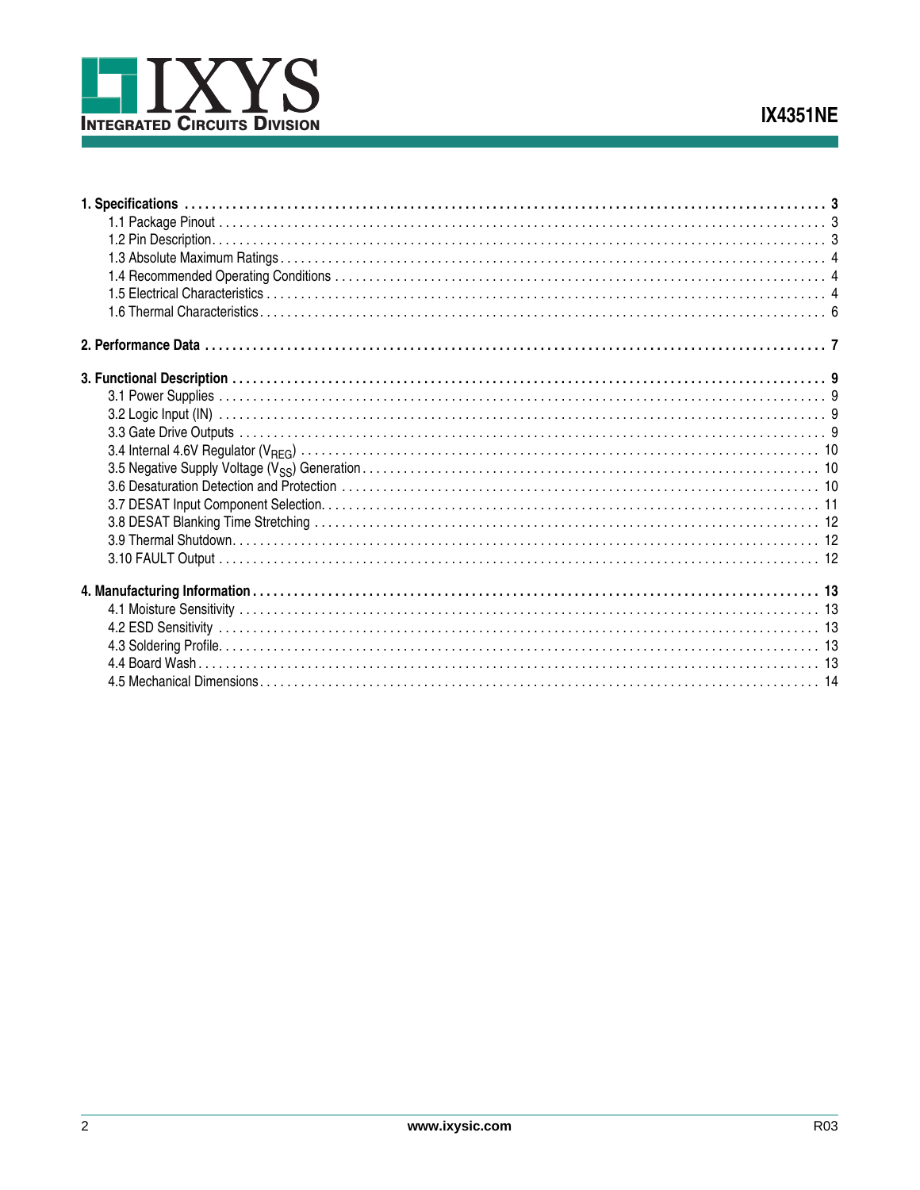1. **Specifications** . . . . . . . . . . 3
   - 1.1 Package Pinout . . . . . . . . . . 3
   - 1.2 Pin Description . . . . . . . . . . 3
   - 1.3 Absolute Maximum Ratings . . . . . . . . . . 4
   - 1.4 Recommended Operating Conditions . . . . . . . . . . 4
   - 1.5 Electrical Characteristics . . . . . . . . . . 4
   - 1.6 Thermal Characteristics . . . . . . . . . . 6

2. **Performance Data** . . . . . . . . . . 7

3. **Functional Description** . . . . . . . . . . 9
   - 3.1 Power Supplies . . . . . . . . . . 9
   - 3.2 Logic Input (IN) . . . . . . . . . . 9
   - 3.3 Gate Drive Outputs . . . . . . . . . . 9
   - 3.4 Internal 4.6V Regulator ($V_{REG}$) . . . . . . . . . . 10
   - 3.5 Negative Supply Voltage ($V_{SS}$) Generation . . . . . . . . . . 10
   - 3.6 Desaturation Detection and Protection . . . . . . . . . . 10
   - 3.7 DESAT Input Component Selection . . . . . . . . . . 11
   - 3.8 DESAT Blanking Time Stretching . . . . . . . . . . 12
   - 3.9 Thermal Shutdown . . . . . . . . . . 12
   - 3.10 FAULT Output . . . . . . . . . . 12

4. **Manufacturing Information** . . . . . . . . . . 13
   - 4.1 Moisture Sensitivity . . . . . . . . . . 13
   - 4.2 ESD Sensitivity . . . . . . . . . . 13
   - 4.3 Soldering Profile . . . . . . . . . . 13
   - 4.4 Board Wash . . . . . . . . . . 13
   - 4.5 Mechanical Dimensions . . . . . . . . . . 14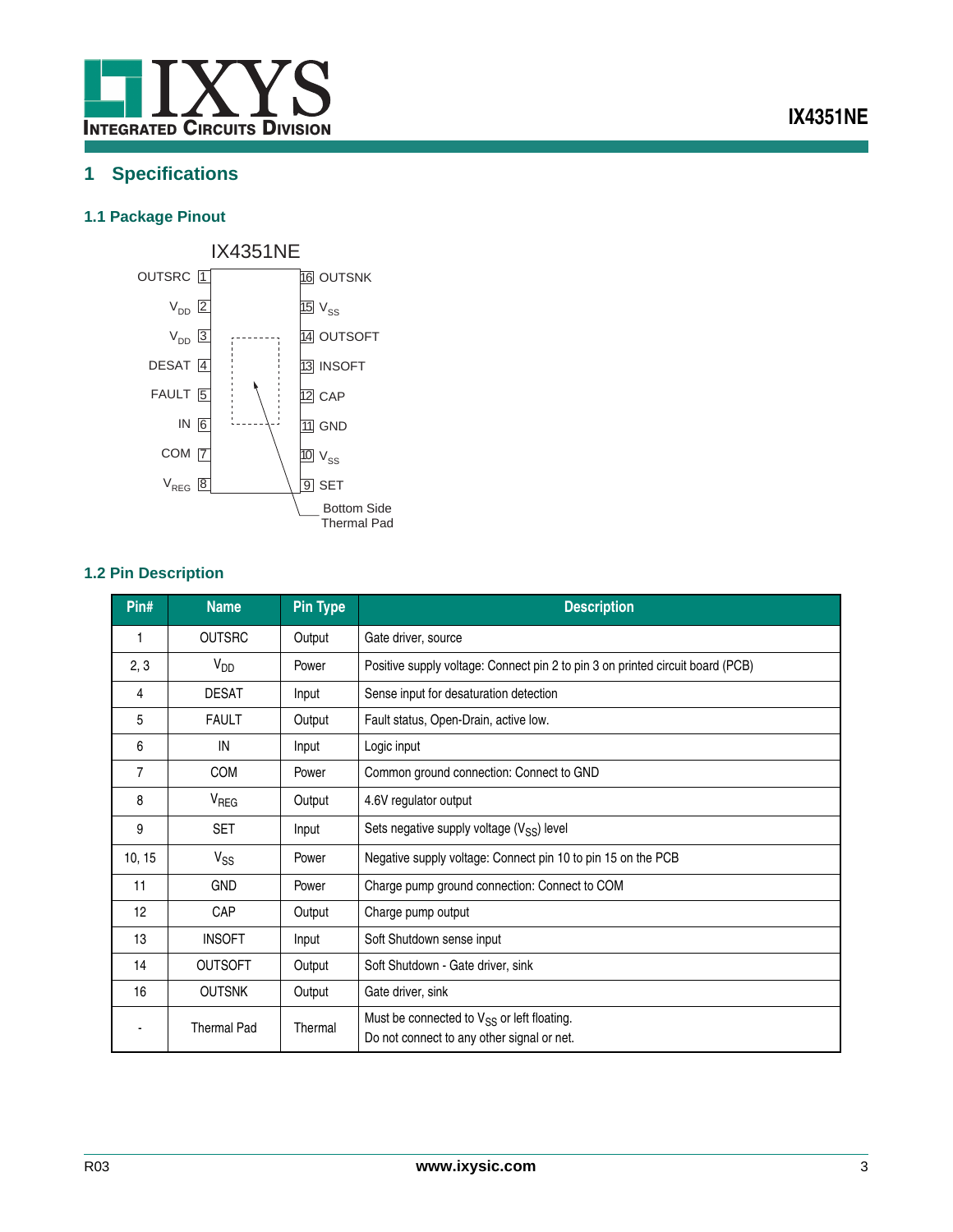# 1 Specifications

## 1.1 Package Pinout

IX4351NE

OUTSRC 1
$V_{DD}$ 2
$V_{DD}$ 3
DESAT 4
FAULT 5
IN 6
COM 7
$V_{REG}$ 8

16 OUTSNK
15 $V_{SS}$
14 OUTSOFT
13 INSOFT
12 CAP
11 GND
10 $V_{SS}$
9 SET

Bottom Side Thermal Pad

## 1.2 Pin Description

| Pin# | Name | Pin Type | Description |
|---|---|---|---|
| 1 | OUTSRC | Output | Gate driver, source |
| 2, 3 | $V_{DD}$ | Power | Positive supply voltage: Connect pin 2 to pin 3 on printed circuit board (PCB) |
| 4 | DESAT | Input | Sense input for desaturation detection |
| 5 | FAULT | Output | Fault status, Open-Drain, active low. |
| 6 | IN | Input | Logic input |
| 7 | COM | Power | Common ground connection: Connect to GND |
| 8 | $V_{REG}$ | Output | 4.6V regulator output |
| 9 | SET | Input | Sets negative supply voltage ($V_{SS}$) level |
| 10, 15 | $V_{SS}$ | Power | Negative supply voltage: Connect pin 10 to pin 15 on the PCB |
| 11 | GND | Power | Charge pump ground connection: Connect to COM |
| 12 | CAP | Output | Charge pump output |
| 13 | INSOFT | Input | Soft Shutdown sense input |
| 14 | OUTSOFT | Output | Soft Shutdown - Gate driver, sink |
| 16 | OUTSNK | Output | Gate driver, sink |
| - | Thermal Pad | Thermal | Must be connected to $V_{SS}$ or left floating. Do not connect to any other signal or net. |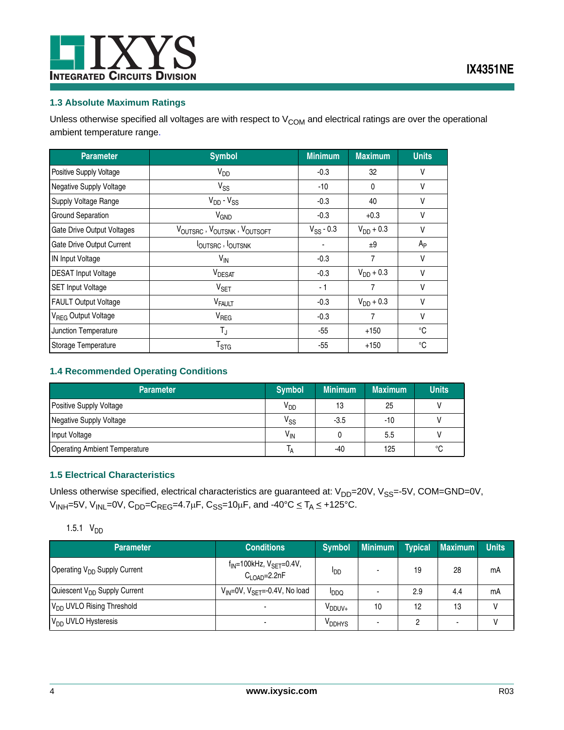## 1.3 Absolute Maximum Ratings

Unless otherwise specified all voltages are with respect to $V_{COM}$ and electrical ratings are over the operational ambient temperature range.

| Parameter | Symbol | Minimum | Maximum | Units |
|---|---|---|---|---|
| Positive Supply Voltage | $V_{DD}$ | -0.3 | 32 | V |
| Negative Supply Voltage | $V_{SS}$ | -10 | 0 | V |
| Supply Voltage Range | $V_{DD}$ - $V_{SS}$ | -0.3 | 40 | V |
| Ground Separation | $V_{GND}$ | -0.3 | +0.3 | V |
| Gate Drive Output Voltages | $V_{OUTSRC}$ , $V_{OUTSNK}$ , $V_{OUTSOFT}$ | $V_{SS}$ - 0.3 | $V_{DD}$ + 0.3 | V |
| Gate Drive Output Current | $I_{OUTSRC}$ , $I_{OUTSNK}$ | - | ±9 | $A_P$ |
| IN Input Voltage | $V_{IN}$ | -0.3 | 7 | V |
| DESAT Input Voltage | $V_{DESAT}$ | -0.3 | $V_{DD}$ + 0.3 | V |
| SET Input Voltage | $V_{SET}$ | - 1 | 7 | V |
| FAULT Output Voltage | $V_{FAULT}$ | -0.3 | $V_{DD}$ + 0.3 | V |
| $V_{REG}$ Output Voltage | $V_{REG}$ | -0.3 | 7 | V |
| Junction Temperature | $T_J$ | -55 | +150 | °C |
| Storage Temperature | $T_{STG}$ | -55 | +150 | °C |

## 1.4 Recommended Operating Conditions

| Parameter | Symbol | Minimum | Maximum | Units |
|---|---|---|---|---|
| Positive Supply Voltage | $V_{DD}$ | 13 | 25 | V |
| Negative Supply Voltage | $V_{SS}$ | -3.5 | -10 | V |
| Input Voltage | $V_{IN}$ | 0 | 5.5 | V |
| Operating Ambient Temperature | $T_A$ | -40 | 125 | °C |

## 1.5 Electrical Characteristics

Unless otherwise specified, electrical characteristics are guaranteed at: $V_{DD}$=20V, $V_{SS}$=-5V, COM=GND=0V, $V_{INH}$=5V, $V_{INL}$=0V, $C_{DD}$=$C_{REG}$=4.7µF, $C_{SS}$=10µF, and -40°C ≤ $T_A$ ≤ +125°C.

### 1.5.1 $V_{DD}$

| Parameter | Conditions | Symbol | Minimum | Typical | Maximum | Units |
|---|---|---|---|---|---|---|
| Operating $V_{DD}$ Supply Current | $f_{IN}$=100kHz, $V_{SET}$=0.4V, $C_{LOAD}$=2.2nF | $I_{DD}$ | - | 19 | 28 | mA |
| Quiescent $V_{DD}$ Supply Current | $V_{IN}$=0V, $V_{SET}$=-0.4V, No load | $I_{DDQ}$ | - | 2.9 | 4.4 | mA |
| $V_{DD}$ UVLO Rising Threshold | - | $V_{DDUV+}$ | 10 | 12 | 13 | V |
| $V_{DD}$ UVLO Hysteresis | - | $V_{DDHYS}$ | - | 2 | - | V |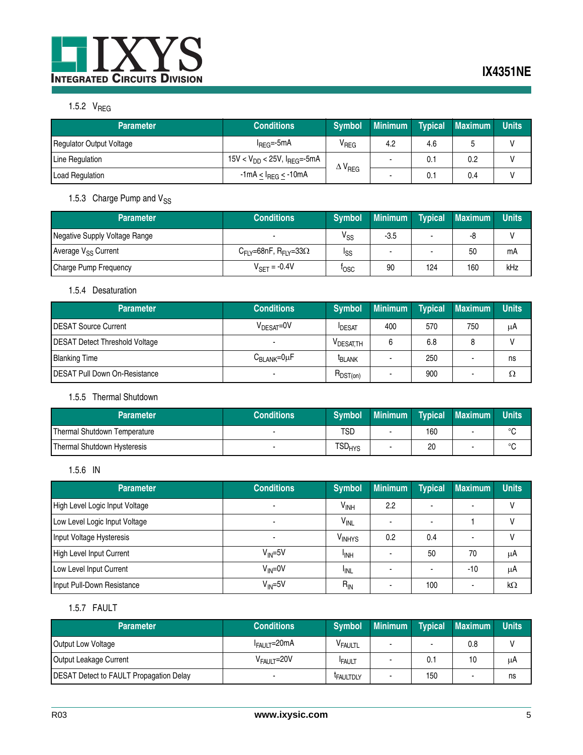### 1.5.2 $V_{REG}$

| Parameter | Conditions | Symbol | Minimum | Typical | Maximum | Units |
|---|---|---|---|---|---|---|
| Regulator Output Voltage | $I_{REG}$=-5mA | $V_{REG}$ | 4.2 | 4.6 | 5 | V |
| Line Regulation | 15V < $V_{DD}$ < 25V, $I_{REG}$=-5mA | $\Delta V_{REG}$ | - | 0.1 | 0.2 | V |
| Load Regulation | -1mA ≤ $I_{REG}$ ≤ -10mA | | - | 0.1 | 0.4 | V |

### 1.5.3 Charge Pump and $V_{SS}$

| Parameter | Conditions | Symbol | Minimum | Typical | Maximum | Units |
|---|---|---|---|---|---|---|
| Negative Supply Voltage Range | - | $V_{SS}$ | -3.5 | - | -8 | V |
| Average $V_{SS}$ Current | $C_{FLY}$=68nF, $R_{FLY}$=33Ω | $I_{SS}$ | - | - | 50 | mA |
| Charge Pump Frequency | $V_{SET}$ = -0.4V | $f_{OSC}$ | 90 | 124 | 160 | kHz |

### 1.5.4 Desaturation

| Parameter | Conditions | Symbol | Minimum | Typical | Maximum | Units |
|---|---|---|---|---|---|---|
| DESAT Source Current | $V_{DESAT}$=0V | $I_{DESAT}$ | 400 | 570 | 750 | μA |
| DESAT Detect Threshold Voltage | - | $V_{DESAT,TH}$ | 6 | 6.8 | 8 | V |
| Blanking Time | $C_{BLANK}$=0μF | $t_{BLANK}$ | - | 250 | - | ns |
| DESAT Pull Down On-Resistance | - | $R_{DST(on)}$ | - | 900 | - | Ω |

### 1.5.5 Thermal Shutdown

| Parameter | Conditions | Symbol | Minimum | Typical | Maximum | Units |
|---|---|---|---|---|---|---|
| Thermal Shutdown Temperature | - | TSD | - | 160 | - | °C |
| Thermal Shutdown Hysteresis | - | $TSD_{HYS}$ | - | 20 | - | °C |

### 1.5.6 IN

| Parameter | Conditions | Symbol | Minimum | Typical | Maximum | Units |
|---|---|---|---|---|---|---|
| High Level Logic Input Voltage | - | $V_{INH}$ | 2.2 | - | - | V |
| Low Level Logic Input Voltage | - | $V_{INL}$ | - | - | 1 | V |
| Input Voltage Hysteresis | - | $V_{INHYS}$ | 0.2 | 0.4 | - | V |
| High Level Input Current | $V_{IN}$=5V | $I_{INH}$ | - | 50 | 70 | μA |
| Low Level Input Current | $V_{IN}$=0V | $I_{INL}$ | - | - | -10 | μA |
| Input Pull-Down Resistance | $V_{IN}$=5V | $R_{IN}$ | - | 100 | - | kΩ |

### 1.5.7 FAULT

| Parameter | Conditions | Symbol | Minimum | Typical | Maximum | Units |
|---|---|---|---|---|---|---|
| Output Low Voltage | $I_{FAULT}$=20mA | $V_{FAULTL}$ | - | - | 0.8 | V |
| Output Leakage Current | $V_{FAULT}$=20V | $I_{FAULT}$ | - | 0.1 | 10 | μA |
| DESAT Detect to FAULT Propagation Delay | - | $t_{FAULTDLY}$ | - | 150 | - | ns |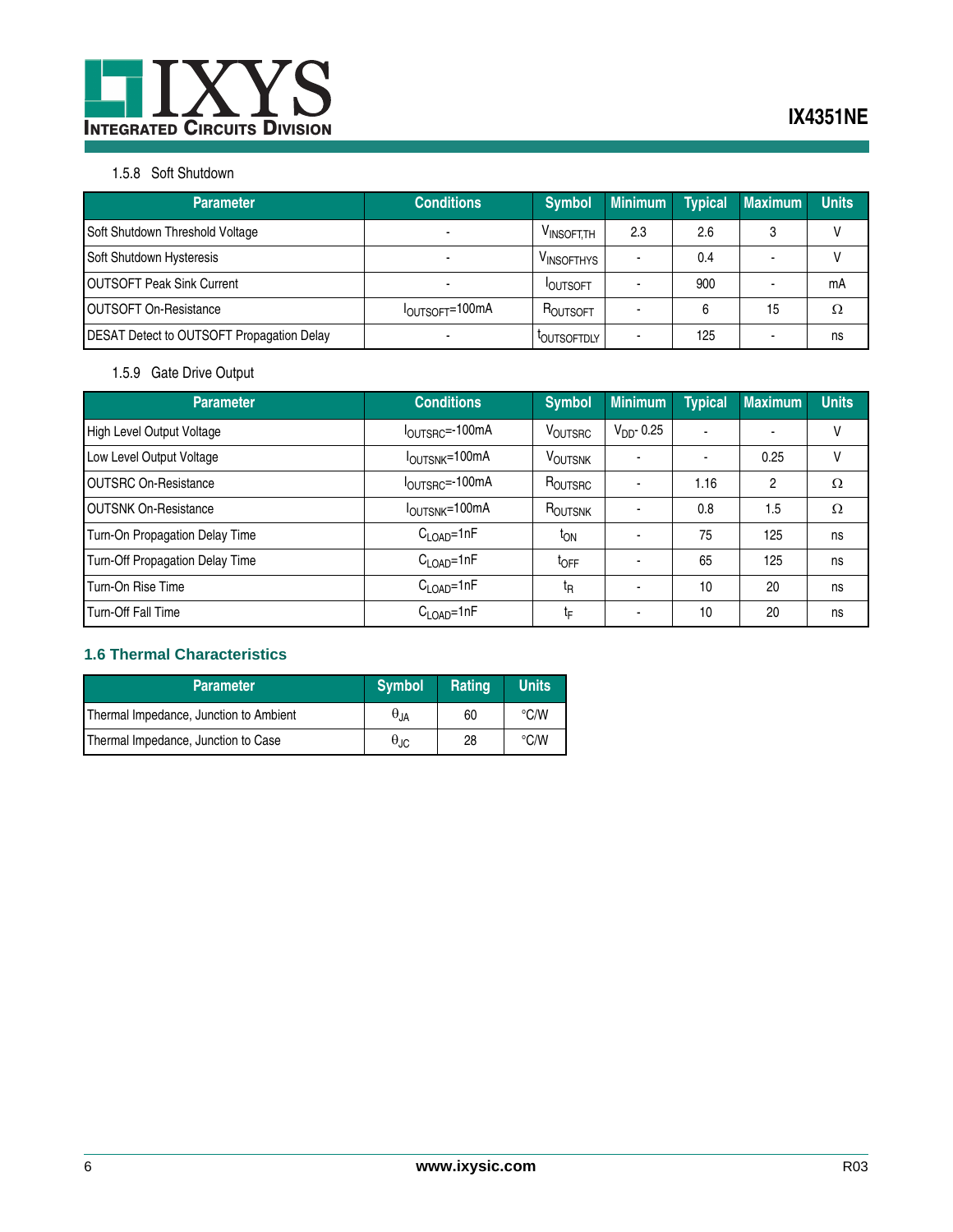#### 1.5.8 Soft Shutdown

| Parameter | Conditions | Symbol | Minimum | Typical | Maximum | Units |
|---|---|---|---|---|---|---|
| Soft Shutdown Threshold Voltage | - | $V_{INSOFT,TH}$ | 2.3 | 2.6 | 3 | V |
| Soft Shutdown Hysteresis | - | $V_{INSOFTHYS}$ | - | 0.4 | - | V |
| OUTSOFT Peak Sink Current | - | $I_{OUTSOFT}$ | - | 900 | - | mA |
| OUTSOFT On-Resistance | $I_{OUTSOFT}$=100mA | $R_{OUTSOFT}$ | - | 6 | 15 | Ω |
| DESAT Detect to OUTSOFT Propagation Delay | - | $t_{OUTSOFTDLY}$ | - | 125 | - | ns |

#### 1.5.9 Gate Drive Output

| Parameter | Conditions | Symbol | Minimum | Typical | Maximum | Units |
|---|---|---|---|---|---|---|
| High Level Output Voltage | $I_{OUTSRC}$=-100mA | $V_{OUTSRC}$ | $V_{DD}$- 0.25 | - | - | V |
| Low Level Output Voltage | $I_{OUTSNK}$=100mA | $V_{OUTSNK}$ | - | - | 0.25 | V |
| OUTSRC On-Resistance | $I_{OUTSRC}$=-100mA | $R_{OUTSRC}$ | - | 1.16 | 2 | Ω |
| OUTSNK On-Resistance | $I_{OUTSNK}$=100mA | $R_{OUTSNK}$ | - | 0.8 | 1.5 | Ω |
| Turn-On Propagation Delay Time | $C_{LOAD}$=1nF | $t_{ON}$ | - | 75 | 125 | ns |
| Turn-Off Propagation Delay Time | $C_{LOAD}$=1nF | $t_{OFF}$ | - | 65 | 125 | ns |
| Turn-On Rise Time | $C_{LOAD}$=1nF | $t_R$ | - | 10 | 20 | ns |
| Turn-Off Fall Time | $C_{LOAD}$=1nF | $t_F$ | - | 10 | 20 | ns |

### 1.6 Thermal Characteristics

| Parameter | Symbol | Rating | Units |
|---|---|---|---|
| Thermal Impedance, Junction to Ambient | $\theta_{JA}$ | 60 | °C/W |
| Thermal Impedance, Junction to Case | $\theta_{JC}$ | 28 | °C/W |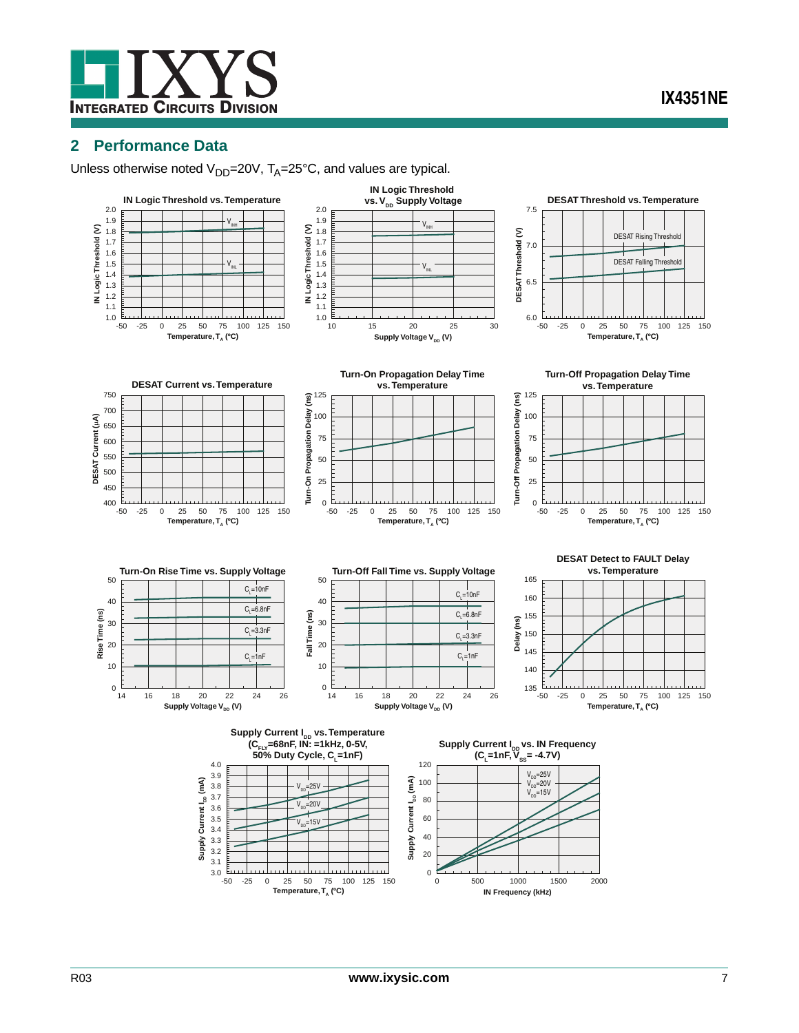## 2 Performance Data

Unless otherwise noted $V_{DD}$=20V, $T_A$=25°C, and values are typical.

**IN Logic Threshold vs. Temperature**

IN Logic Threshold (V)
2.0
1.9
1.8
1.7
1.6
1.5
1.4
1.3
1.2
1.1
1.0
-50 -25 0 25 50 75 100 125 150
Temperature, $T_A$ (°C)
$V_{INH}$
$V_{INL}$

**IN Logic Threshold vs. $V_{DD}$ Supply Voltage**

IN Logic Threshold (V)
2.0
1.9
1.8
1.7
1.6
1.5
1.4
1.3
1.2
1.1
1.0
10 15 20 25 30
Supply Voltage $V_{DD}$ (V)
$V_{INH}$
$V_{INL}$

**DESAT Threshold vs. Temperature**

DESAT Threshold (V)
7.5
7.0
6.5
6.0
-50 -25 0 25 50 75 100 125 150
Temperature, $T_A$ (°C)
DESAT Rising Threshold
DESAT Falling Threshold

**DESAT Current vs. Temperature**

DESAT Current (µA)
750
700
650
600
550
500
450
400
-50 -25 0 25 50 75 100 125 150
Temperature, $T_A$ (°C)

**Turn-On Propagation Delay Time vs. Temperature**

Turn-On Propagation Delay (ns)
125
100
75
50
25
0
-50 -25 0 25 50 75 100 125 150
Temperature, $T_A$ (°C)

**Turn-Off Propagation Delay Time vs. Temperature**

Turn-Off Propagation Delay (ns)
125
100
75
50
25
0
-50 -25 0 25 50 75 100 125 150
Temperature, $T_A$ (°C)

**Turn-On Rise Time vs. Supply Voltage**

Rise Time (ns)
50
40
30
20
10
0
14 16 18 20 22 24 26
Supply Voltage $V_{DD}$ (V)
$C_L$=10nF
$C_L$=6.8nF
$C_L$=3.3nF
$C_L$=1nF

**Turn-Off Fall Time vs. Supply Voltage**

Fall Time (ns)
50
40
30
20
10
0
14 16 18 20 22 24 26
Supply Voltage $V_{DD}$ (V)
$C_L$=10nF
$C_L$=6.8nF
$C_L$=3.3nF
$C_L$=1nF

**DESAT Detect to FAULT Delay vs. Temperature**

Delay (ns)
165
160
155
150
145
140
135
-50 -25 0 25 50 75 100 125 150
Temperature, $T_A$ (°C)

**Supply Current $I_{DD}$ vs. Temperature ($C_{FLY}$=68nF, IN: =1kHz, 0-5V, 50% Duty Cycle, $C_L$=1nF)**

Supply Current $I_{DD}$ (mA)
4.0
3.9
3.8
3.7
3.6
3.5
3.4
3.3
3.2
3.1
3.0
-50 -25 0 25 50 75 100 125 150
Temperature, $T_A$ (°C)
$V_{DD}$=25V
$V_{DD}$=20V
$V_{DD}$=15V

**Supply Current $I_{DD}$ vs. IN Frequency ($C_L$=1nF, $V_{SS}$= -4.7V)**

Supply Current $I_{DD}$ (mA)
120
100
80
60
40
20
0
0 500 1000 1500 2000
IN Frequency (kHz)
$V_{DD}$=25V
$V_{DD}$=20V
$V_{DD}$=15V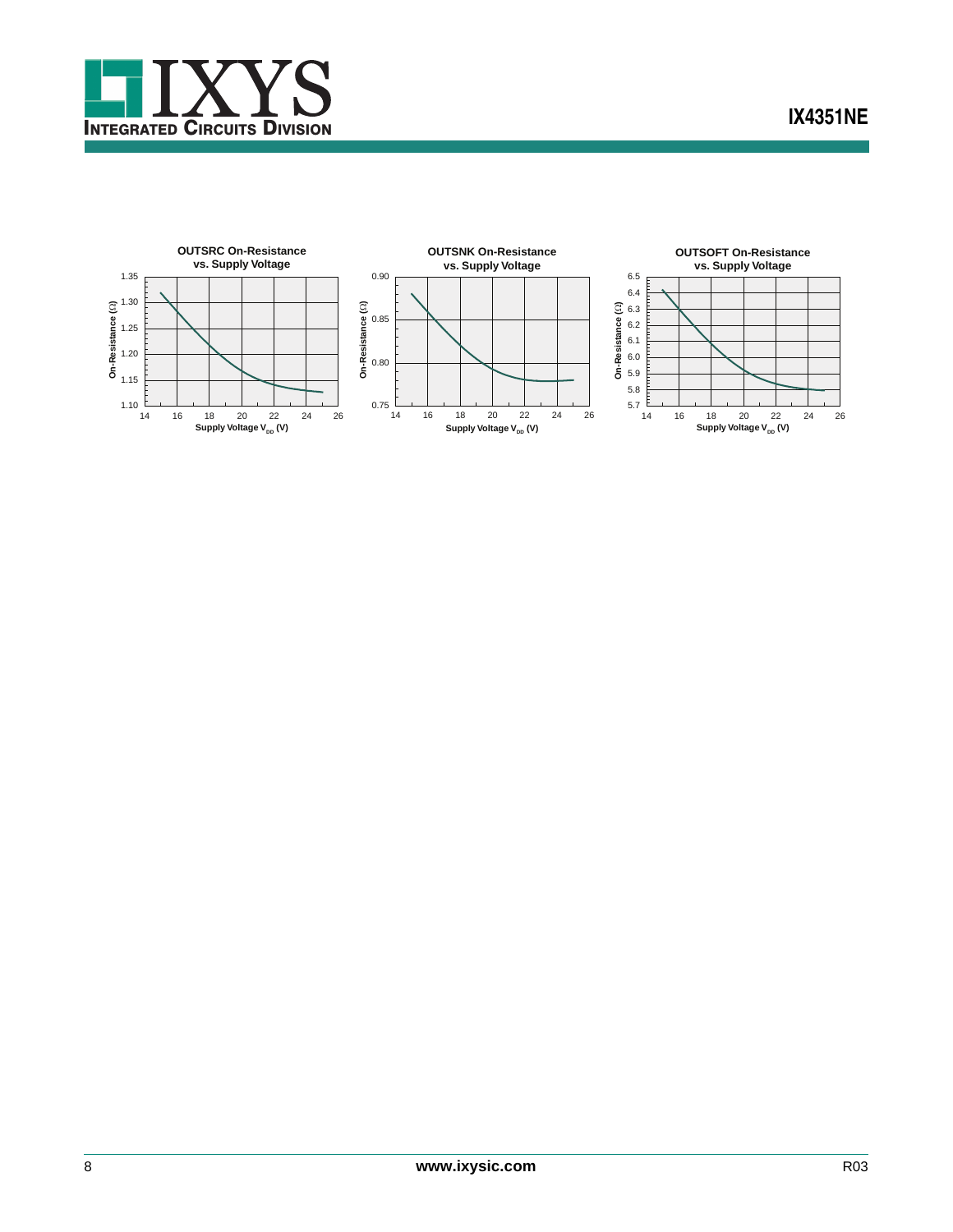OUTSRC On-Resistance vs. Supply Voltage

On-Resistance (Ω)

1.35
1.30
1.25
1.20
1.15
1.10

14 16 18 20 22 24 26

Supply Voltage $V_{DD}$ (V)

OUTSNK On-Resistance vs. Supply Voltage

On-Resistance (Ω)

0.90
0.85
0.80
0.75

14 16 18 20 22 24 26

Supply Voltage $V_{DD}$ (V)

OUTSOFT On-Resistance vs. Supply Voltage

On-Resistance (Ω)

6.5
6.4
6.3
6.2
6.1
6.0
5.9
5.8
5.7

14 16 18 20 22 24 26

Supply Voltage $V_{DD}$ (V)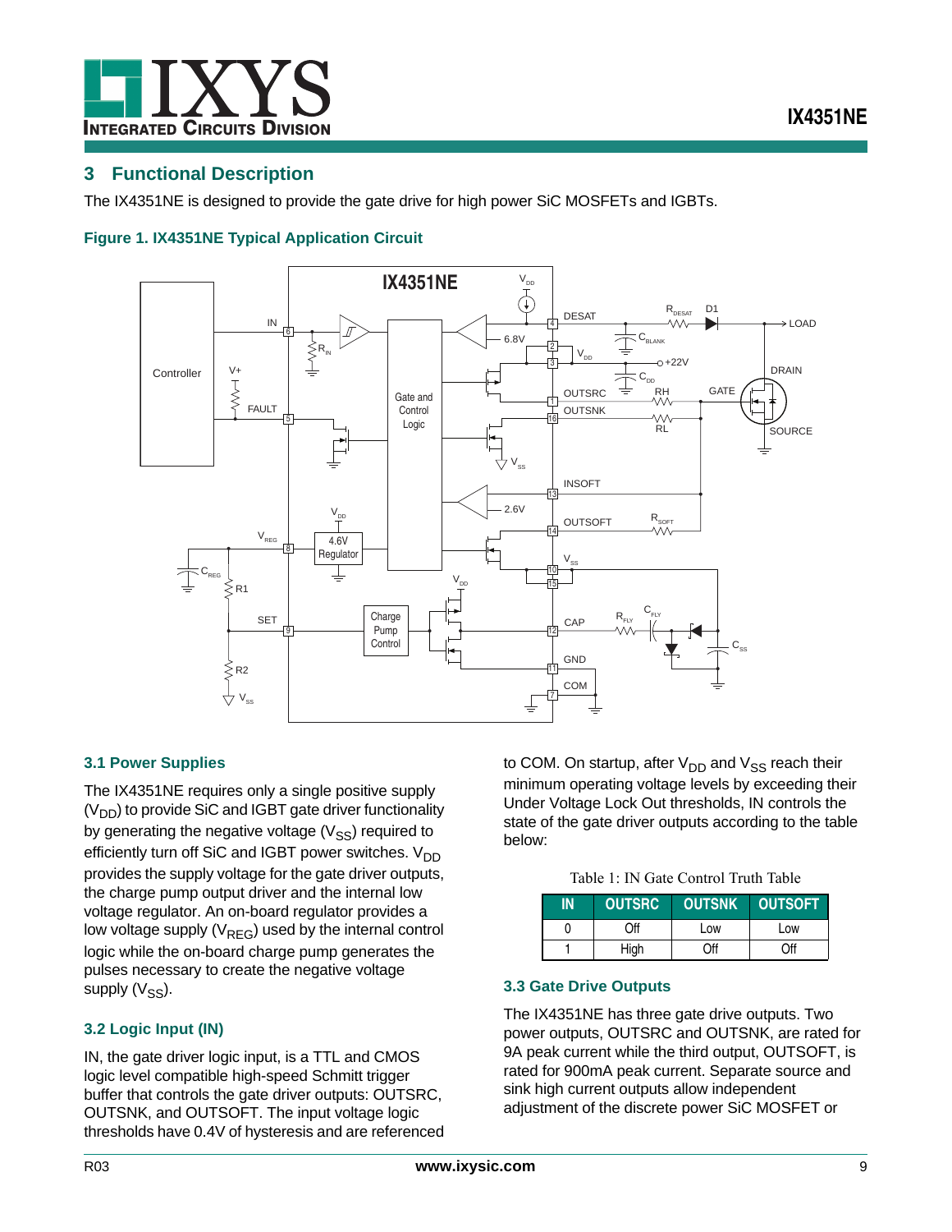# 3 Functional Description

The IX4351NE is designed to provide the gate drive for high power SiC MOSFETs and IGBTs.

**Figure 1. IX4351NE Typical Application Circuit**

IX4351NE

Controller

IN
V+
FAULT
$V_{REG}$
$C_{REG}$
R1
SET
R2
$V_{SS}$

$R_{IN}$
Gate and Control Logic
$V_{DD}$
4.6V Regulator
Charge Pump Control
6.8V
2.6V
$V_{DD}$
$V_{SS}$
$V_{DD}$

DESAT
$V_{DD}$
OUTSRC
OUTSNK
INSOFT
OUTSOFT
$V_{SS}$
CAP
GND
COM

$R_{DESAT}$
D1
LOAD
$C_{BLANK}$
+22V
$C_{DD}$
RH
RL
GATE
DRAIN
SOURCE
$R_{SOFT}$
$R_{FLY}$
$C_{FLY}$
$C_{SS}$

## 3.1 Power Supplies

The IX4351NE requires only a single positive supply ($V_{DD}$) to provide SiC and IGBT gate driver functionality by generating the negative voltage ($V_{SS}$) required to efficiently turn off SiC and IGBT power switches. $V_{DD}$ provides the supply voltage for the gate driver outputs, the charge pump output driver and the internal low voltage regulator. An on-board regulator provides a low voltage supply ($V_{REG}$) used by the internal control logic while the on-board charge pump generates the pulses necessary to create the negative voltage supply ($V_{SS}$).

## 3.2 Logic Input (IN)

IN, the gate driver logic input, is a TTL and CMOS logic level compatible high-speed Schmitt trigger buffer that controls the gate driver outputs: OUTSRC, OUTSNK, and OUTSOFT. The input voltage logic thresholds have 0.4V of hysteresis and are referenced to COM. On startup, after $V_{DD}$ and $V_{SS}$ reach their minimum operating voltage levels by exceeding their Under Voltage Lock Out thresholds, IN controls the state of the gate driver outputs according to the table below:

Table 1: IN Gate Control Truth Table

| IN | OUTSRC | OUTSNK | OUTSOFT |
|---|---|---|---|
| 0 | Off | Low | Low |
| 1 | High | Off | Off |

## 3.3 Gate Drive Outputs

The IX4351NE has three gate drive outputs. Two power outputs, OUTSRC and OUTSNK, are rated for 9A peak current while the third output, OUTSOFT, is rated for 900mA peak current. Separate source and sink high current outputs allow independent adjustment of the discrete power SiC MOSFET or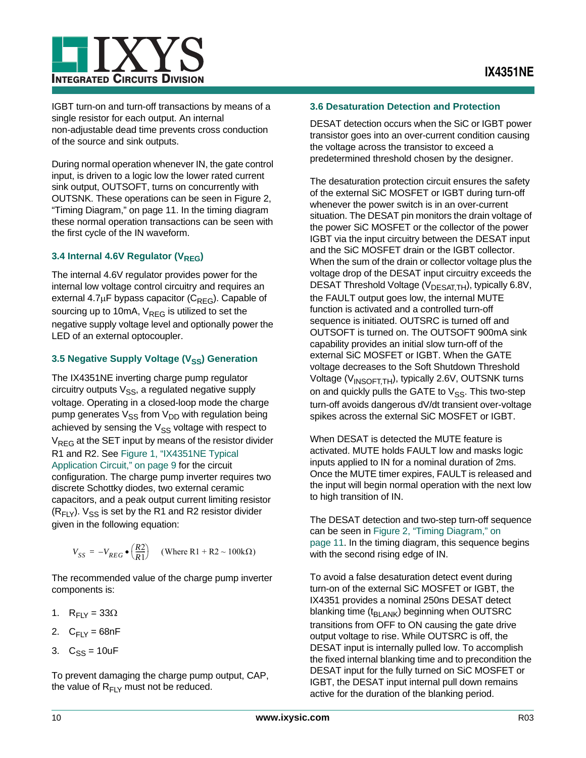IGBT turn-on and turn-off transactions by means of a single resistor for each output. An internal non-adjustable dead time prevents cross conduction of the source and sink outputs.

During normal operation whenever IN, the gate control input, is driven to a logic low the lower rated current sink output, OUTSOFT, turns on concurrently with OUTSNK. These operations can be seen in Figure 2, "Timing Diagram," on page 11. In the timing diagram these normal operation transactions can be seen with the first cycle of the IN waveform.

### 3.4 Internal 4.6V Regulator ($V_{REG}$)

The internal 4.6V regulator provides power for the internal low voltage control circuitry and requires an external 4.7μF bypass capacitor ($C_{REG}$). Capable of sourcing up to 10mA, $V_{REG}$ is utilized to set the negative supply voltage level and optionally power the LED of an external optocoupler.

### 3.5 Negative Supply Voltage ($V_{SS}$) Generation

The IX4351NE inverting charge pump regulator circuitry outputs $V_{SS}$, a regulated negative supply voltage. Operating in a closed-loop mode the charge pump generates $V_{SS}$ from $V_{DD}$ with regulation being achieved by sensing the $V_{SS}$ voltage with respect to $V_{REG}$ at the SET input by means of the resistor divider R1 and R2. See Figure 1, "IX4351NE Typical Application Circuit," on page 9 for the circuit configuration. The charge pump inverter requires two discrete Schottky diodes, two external ceramic capacitors, and a peak output current limiting resistor ($R_{FLY}$). $V_{SS}$ is set by the R1 and R2 resistor divider given in the following equation:

$$V_{SS} = -V_{REG} \bullet \left(\frac{R2}{R1}\right) \quad \text{(Where R1 + R2} \sim 100\text{k}\Omega)$$

The recommended value of the charge pump inverter components is:

1. $R_{FLY} = 33\Omega$
2. $C_{FLY} = 68nF$
3. $C_{SS} = 10uF$

To prevent damaging the charge pump output, CAP, the value of $R_{FLY}$ must not be reduced.

### 3.6 Desaturation Detection and Protection

DESAT detection occurs when the SiC or IGBT power transistor goes into an over-current condition causing the voltage across the transistor to exceed a predetermined threshold chosen by the designer.

The desaturation protection circuit ensures the safety of the external SiC MOSFET or IGBT during turn-off whenever the power switch is in an over-current situation. The DESAT pin monitors the drain voltage of the power SiC MOSFET or the collector of the power IGBT via the input circuitry between the DESAT input and the SiC MOSFET drain or the IGBT collector. When the sum of the drain or collector voltage plus the voltage drop of the DESAT input circuitry exceeds the DESAT Threshold Voltage ($V_{DESAT,TH}$), typically 6.8V, the FAULT output goes low, the internal MUTE function is activated and a controlled turn-off sequence is initiated. OUTSRC is turned off and OUTSOFT is turned on. The OUTSOFT 900mA sink capability provides an initial slow turn-off of the external SiC MOSFET or IGBT. When the GATE voltage decreases to the Soft Shutdown Threshold Voltage ($V_{INSOFT,TH}$), typically 2.6V, OUTSNK turns on and quickly pulls the GATE to $V_{SS}$. This two-step turn-off avoids dangerous dV/dt transient over-voltage spikes across the external SiC MOSFET or IGBT.

When DESAT is detected the MUTE feature is activated. MUTE holds FAULT low and masks logic inputs applied to IN for a nominal duration of 2ms. Once the MUTE timer expires, FAULT is released and the input will begin normal operation with the next low to high transition of IN.

The DESAT detection and two-step turn-off sequence can be seen in Figure 2, "Timing Diagram," on page 11. In the timing diagram, this sequence begins with the second rising edge of IN.

To avoid a false desaturation detect event during turn-on of the external SiC MOSFET or IGBT, the IX4351 provides a nominal 250ns DESAT detect blanking time ($t_{BLANK}$) beginning when OUTSRC transitions from OFF to ON causing the gate drive output voltage to rise. While OUTSRC is off, the DESAT input is internally pulled low. To accomplish the fixed internal blanking time and to precondition the DESAT input for the fully turned on SiC MOSFET or IGBT, the DESAT input internal pull down remains active for the duration of the blanking period.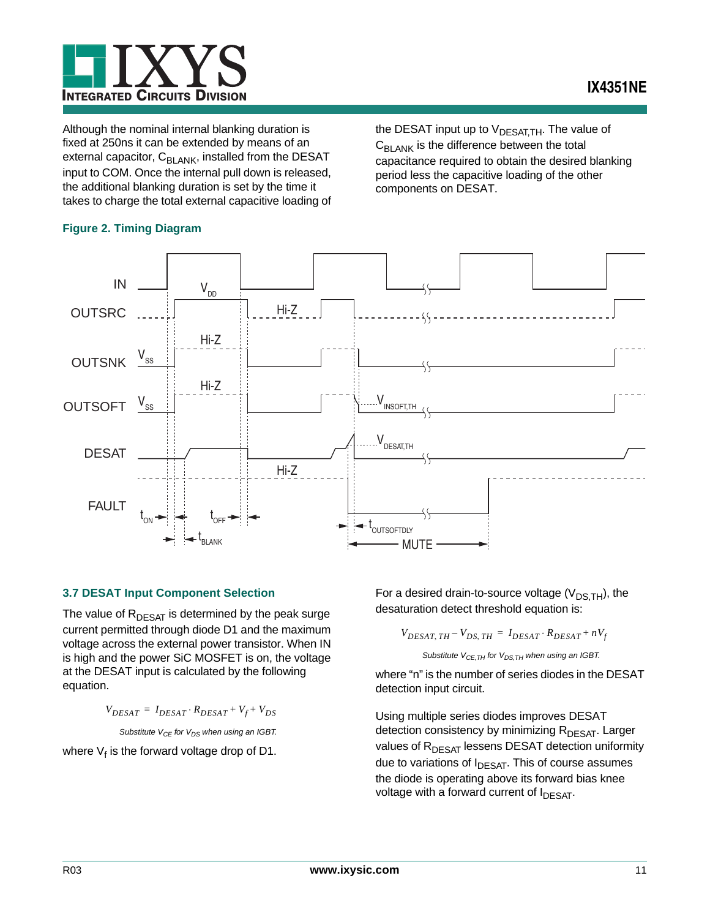Although the nominal internal blanking duration is fixed at 250ns it can be extended by means of an external capacitor, $C_{BLANK}$, installed from the DESAT input to COM. Once the internal pull down is released, the additional blanking duration is set by the time it takes to charge the total external capacitive loading of the DESAT input up to $V_{DESAT,TH}$. The value of $C_{BLANK}$ is the difference between the total capacitance required to obtain the desired blanking period less the capacitive loading of the other components on DESAT.

**Figure 2. Timing Diagram**

IN
OUTSRC
OUTSNK
OUTSOFT
DESAT
FAULT
$V_{DD}$
Hi-Z
Hi-Z
Hi-Z
$V_{SS}$
$V_{SS}$
$V_{INSOFT,TH}$
$V_{DESAT,TH}$
Hi-Z
$t_{ON}$
$t_{OFF}$
$t_{BLANK}$
$t_{OUTSOFTDLY}$
MUTE

### 3.7 DESAT Input Component Selection

The value of $R_{DESAT}$ is determined by the peak surge current permitted through diode D1 and the maximum voltage across the external power transistor. When IN is high and the power SiC MOSFET is on, the voltage at the DESAT input is calculated by the following equation.

$$V_{DESAT} = I_{DESAT} \cdot R_{DESAT} + V_f + V_{DS}$$

*Substitute $V_{CE}$ for $V_{DS}$ when using an IGBT.*

where $V_f$ is the forward voltage drop of D1.

For a desired drain-to-source voltage ($V_{DS,TH}$), the desaturation detect threshold equation is:

$$V_{DESAT,TH} - V_{DS,TH} = I_{DESAT} \cdot R_{DESAT} + nV_f$$

*Substitute $V_{CE,TH}$ for $V_{DS,TH}$ when using an IGBT.*

where "n" is the number of series diodes in the DESAT detection input circuit.

Using multiple series diodes improves DESAT detection consistency by minimizing $R_{DESAT}$. Larger values of $R_{DESAT}$ lessens DESAT detection uniformity due to variations of $I_{DESAT}$. This of course assumes the diode is operating above its forward bias knee voltage with a forward current of $I_{DESAT}$.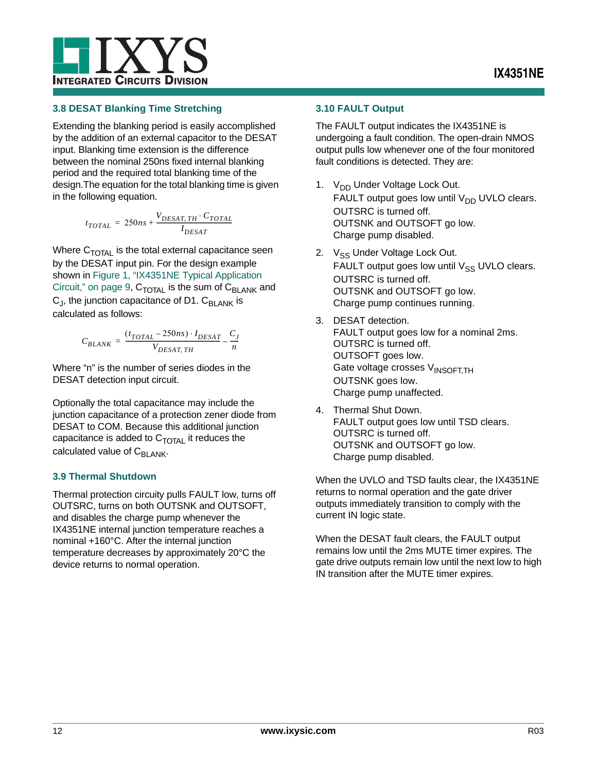### 3.8 DESAT Blanking Time Stretching

Extending the blanking period is easily accomplished by the addition of an external capacitor to the DESAT input. Blanking time extension is the difference between the nominal 250ns fixed internal blanking period and the required total blanking time of the design. The equation for the total blanking time is given in the following equation.

$$t_{TOTAL} = 250ns + \frac{V_{DESAT,TH} \cdot C_{TOTAL}}{I_{DESAT}}$$

Where $C_{TOTAL}$ is the total external capacitance seen by the DESAT input pin. For the design example shown in Figure 1, "IX4351NE Typical Application Circuit," on page 9, $C_{TOTAL}$ is the sum of $C_{BLANK}$ and $C_J$, the junction capacitance of D1. $C_{BLANK}$ is calculated as follows:

$$C_{BLANK} = \frac{(t_{TOTAL} - 250ns) \cdot I_{DESAT}}{V_{DESAT,TH}} - \frac{C_J}{n}$$

Where "n" is the number of series diodes in the DESAT detection input circuit.

Optionally the total capacitance may include the junction capacitance of a protection zener diode from DESAT to COM. Because this additional junction capacitance is added to $C_{TOTAL}$ it reduces the calculated value of $C_{BLANK}$.

### 3.9 Thermal Shutdown

Thermal protection circuitry pulls FAULT low, turns off OUTSRC, turns on both OUTSNK and OUTSOFT, and disables the charge pump whenever the IX4351NE internal junction temperature reaches a nominal +160°C. After the internal junction temperature decreases by approximately 20°C the device returns to normal operation.

### 3.10 FAULT Output

The FAULT output indicates the IX4351NE is undergoing a fault condition. The open-drain NMOS output pulls low whenever one of the four monitored fault conditions is detected. They are:

1. $V_{DD}$ Under Voltage Lock Out.
   FAULT output goes low until $V_{DD}$ UVLO clears.
   OUTSRC is turned off.
   OUTSNK and OUTSOFT go low.
   Charge pump disabled.
2. $V_{SS}$ Under Voltage Lock Out.
   FAULT output goes low until $V_{SS}$ UVLO clears.
   OUTSRC is turned off.
   OUTSNK and OUTSOFT go low.
   Charge pump continues running.
3. DESAT detection.
   FAULT output goes low for a nominal 2ms.
   OUTSRC is turned off.
   OUTSOFT goes low.
   Gate voltage crosses $V_{INSOFT,TH}$
   OUTSNK goes low.
   Charge pump unaffected.
4. Thermal Shut Down.
   FAULT output goes low until TSD clears.
   OUTSRC is turned off.
   OUTSNK and OUTSOFT go low.
   Charge pump disabled.

When the UVLO and TSD faults clear, the IX4351NE returns to normal operation and the gate driver outputs immediately transition to comply with the current IN logic state.

When the DESAT fault clears, the FAULT output remains low until the 2ms MUTE timer expires. The gate drive outputs remain low until the next low to high IN transition after the MUTE timer expires.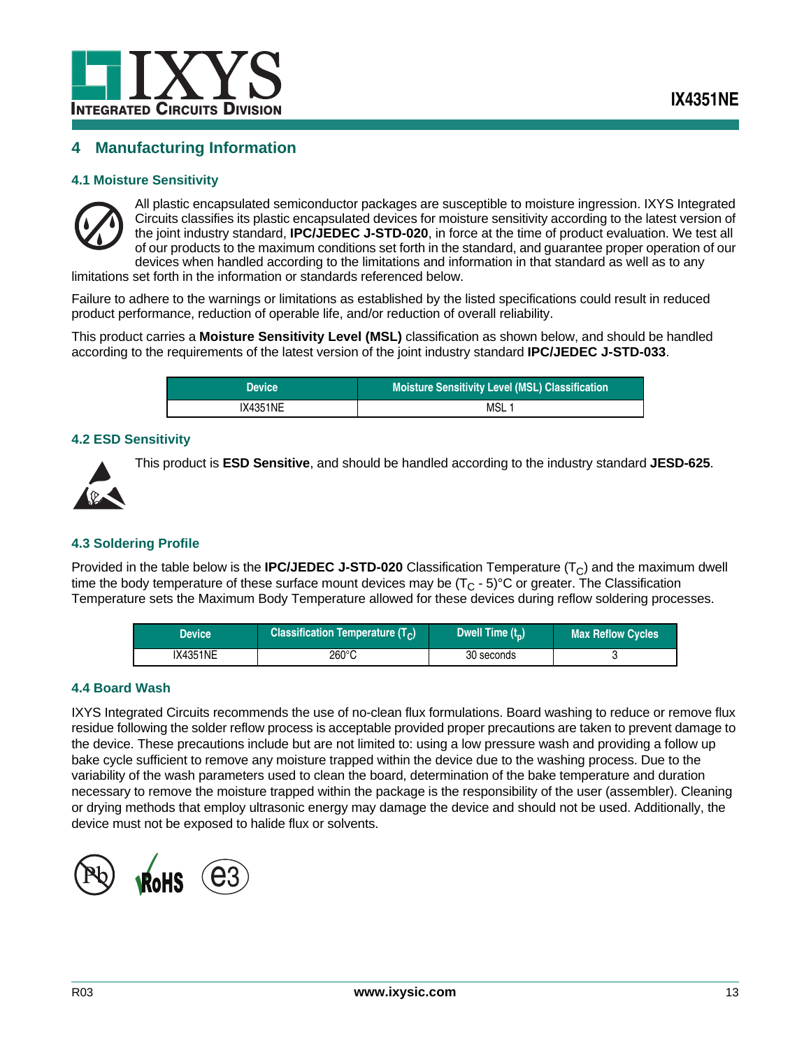## 4 Manufacturing Information

### 4.1 Moisture Sensitivity

All plastic encapsulated semiconductor packages are susceptible to moisture ingression. IXYS Integrated Circuits classifies its plastic encapsulated devices for moisture sensitivity according to the latest version of the joint industry standard, **IPC/JEDEC J-STD-020**, in force at the time of product evaluation. We test all of our products to the maximum conditions set forth in the standard, and guarantee proper operation of our devices when handled according to the limitations and information in that standard as well as to any limitations set forth in the information or standards referenced below.

Failure to adhere to the warnings or limitations as established by the listed specifications could result in reduced product performance, reduction of operable life, and/or reduction of overall reliability.

This product carries a **Moisture Sensitivity Level (MSL)** classification as shown below, and should be handled according to the requirements of the latest version of the joint industry standard **IPC/JEDEC J-STD-033**.

| Device | Moisture Sensitivity Level (MSL) Classification |
|---|---|
| IX4351NE | MSL 1 |

### 4.2 ESD Sensitivity

This product is **ESD Sensitive**, and should be handled according to the industry standard **JESD-625**.

### 4.3 Soldering Profile

Provided in the table below is the **IPC/JEDEC J-STD-020** Classification Temperature ($T_C$) and the maximum dwell time the body temperature of these surface mount devices may be ($T_C$ - 5)°C or greater. The Classification Temperature sets the Maximum Body Temperature allowed for these devices during reflow soldering processes.

| Device | Classification Temperature ($T_C$) | Dwell Time ($t_p$) | Max Reflow Cycles |
|---|---|---|---|
| IX4351NE | 260°C | 30 seconds | 3 |

### 4.4 Board Wash

IXYS Integrated Circuits recommends the use of no-clean flux formulations. Board washing to reduce or remove flux residue following the solder reflow process is acceptable provided proper precautions are taken to prevent damage to the device. These precautions include but are not limited to: using a low pressure wash and providing a follow up bake cycle sufficient to remove any moisture trapped within the device due to the washing process. Due to the variability of the wash parameters used to clean the board, determination of the bake temperature and duration necessary to remove the moisture trapped within the package is the responsibility of the user (assembler). Cleaning or drying methods that employ ultrasonic energy may damage the device and should not be used. Additionally, the device must not be exposed to halide flux or solvents.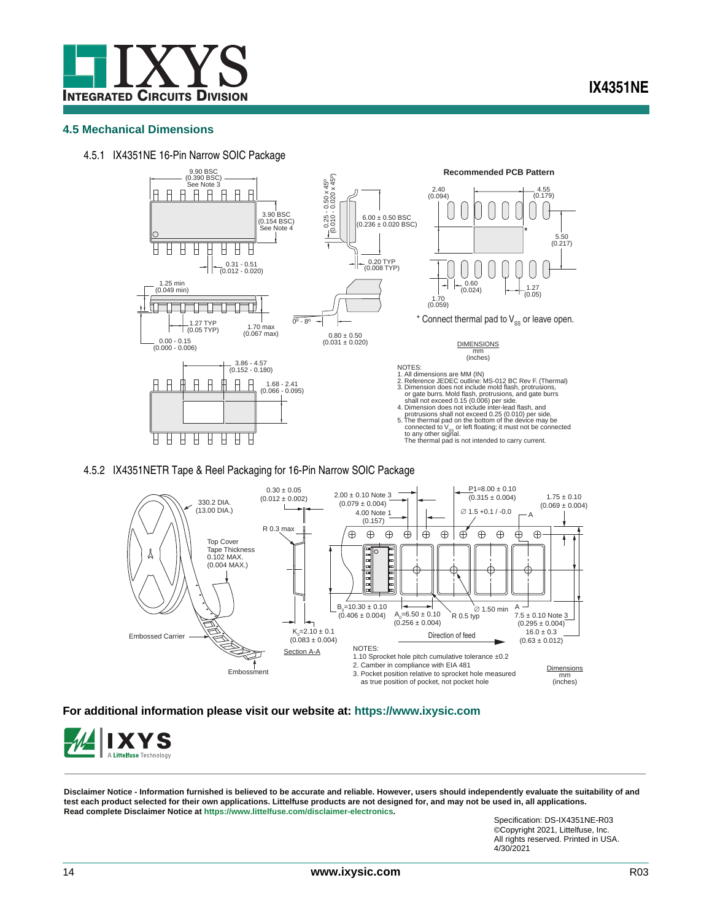## 4.5 Mechanical Dimensions

### 4.5.1 IX4351NE 16-Pin Narrow SOIC Package

9.90 BSC
(0.390 BSC)
See Note 3

3.90 BSC
(0.154 BSC)
See Note 4

0.25 - 0.50 x 45º
(0.010 - 0.020 x 45º)

6.00 ± 0.50 BSC
(0.236 ± 0.020 BSC)

0.31 - 0.51
(0.012 - 0.020)

0.20 TYP
(0.008 TYP)

1.25 min
(0.049 min)

1.27 TYP
(0.05 TYP)

1.70 max
(0.067 max)

0.00 - 0.15
(0.000 - 0.006)

0º - 8º

0.80 ± 0.50
(0.031 ± 0.020)

3.86 - 4.57
(0.152 - 0.180)

1.68 - 2.41
(0.066 - 0.095)

**Recommended PCB Pattern**

2.40
(0.094)

4.55
(0.179)

5.50
(0.217)

0.60
(0.024)

1.27
(0.05)

1.70
(0.059)

* Connect thermal pad to $V_{SS}$ or leave open.

DIMENSIONS
mm
(inches)

NOTES:
1. All dimensions are MM (IN)
2. Reference JEDEC outline: MS-012 BC Rev F. (Thermal)
3. Dimension does not include mold flash, protrusions, or gate burrs. Mold flash, protrusions, and gate burrs shall not exceed 0.15 (0.006) per side.
4. Dimension does not include inter-lead flash, and protrusions shall not exceed 0.25 (0.010) per side.
5. The thermal pad on the bottom of the device may be connected to $V_{SS}$ or left floating; it must not be connected to any other signal.
The thermal pad is not intended to carry current.

### 4.5.2 IX4351NETR Tape & Reel Packaging for 16-Pin Narrow SOIC Package

330.2 DIA.
(13.00 DIA.)

Top Cover
Tape Thickness
0.102 MAX.
(0.004 MAX.)

Embossed Carrier

Embossment

0.30 ± 0.05
(0.012 ± 0.002)

R 0.3 max

$K_0$=2.10 ± 0.1
(0.083 ± 0.004)

Section A-A

2.00 ± 0.10 Note 3
(0.079 ± 0.004)

4.00 Note 1
(0.157)

P1=8.00 ± 0.10
(0.315 ± 0.004)

∅ 1.5 +0.1 / -0.0

A

1.75 ± 0.10
(0.069 ± 0.004)

$B_0$=10.30 ± 0.10
(0.406 ± 0.004)

$A_0$=6.50 ± 0.10
(0.256 ± 0.004)

R 0.5 typ

∅ 1.50 min

A

7.5 ± 0.10 Note 3
(0.295 ± 0.004)

16.0 ± 0.3
(0.63 ± 0.012)

Direction of feed

NOTES:
1.10 Sprocket hole pitch cumulative tolerance ±0.2
2. Camber in compliance with EIA 481
3. Pocket position relative to sprocket hole measured as true position of pocket, not pocket hole

Dimensions
mm
(inches)

**For additional information please visit our website at: https://www.ixysic.com**

**Disclaimer Notice - Information furnished is believed to be accurate and reliable. However, users should independently evaluate the suitability of and test each product selected for their own applications. Littelfuse products are not designed for, and may not be used in, all applications. Read complete Disclaimer Notice at https://www.littelfuse.com/disclaimer-electronics.**

Specification: DS-IX4351NE-R03
©Copyright 2021, Littelfuse, Inc.
All rights reserved. Printed in USA.
4/30/2021